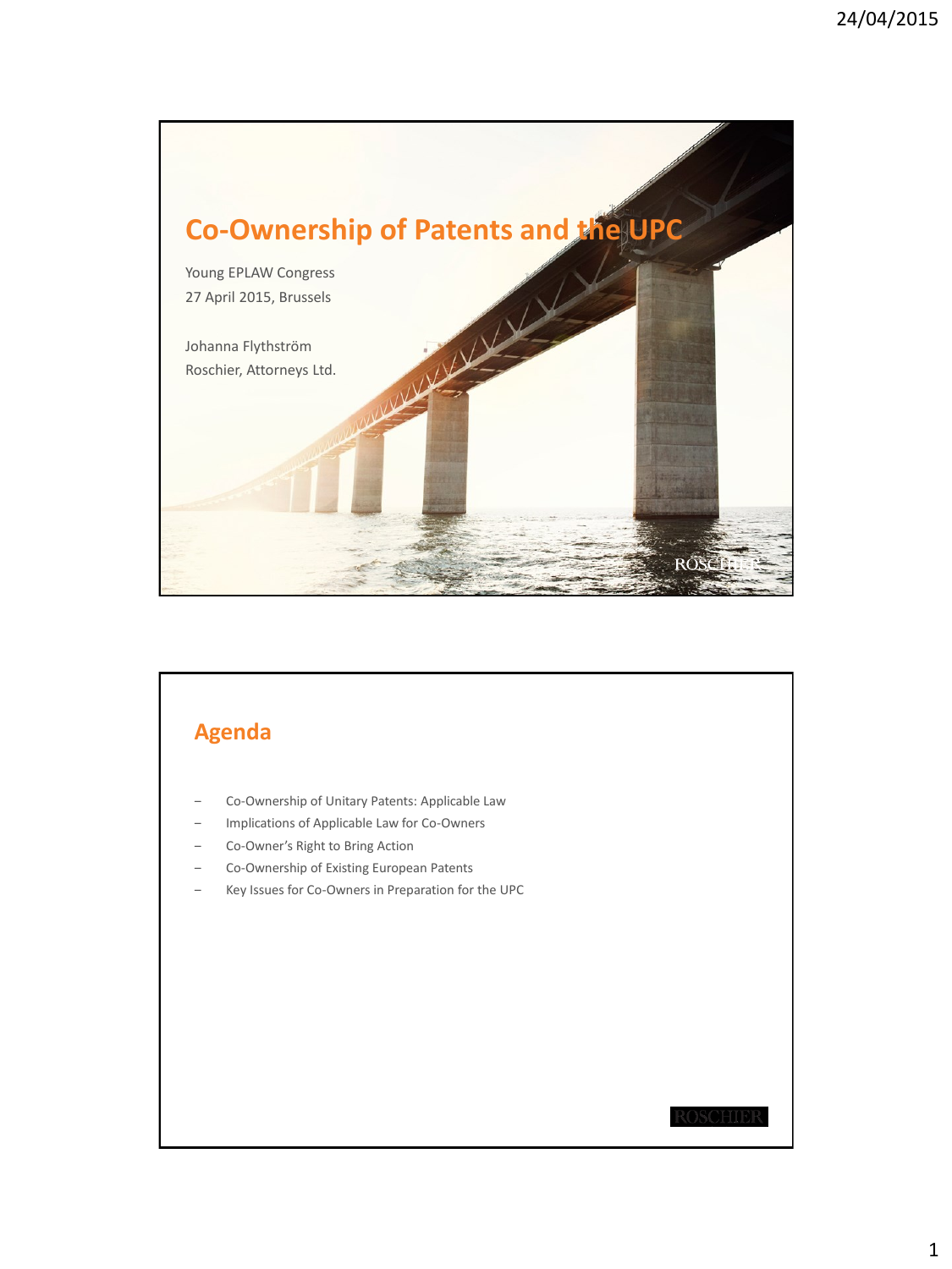# Co-Ownership of Patents and the UPC

Young EPLAW Congress
27 April 2015, Brussels

Johanna Flythström
Roschier, Attorneys Ltd.

## Agenda

- Co-Ownership of Unitary Patents: Applicable Law
- Implications of Applicable Law for Co-Owners
- Co-Owner's Right to Bring Action
- Co-Ownership of Existing European Patents
- Key Issues for Co-Owners in Preparation for the UPC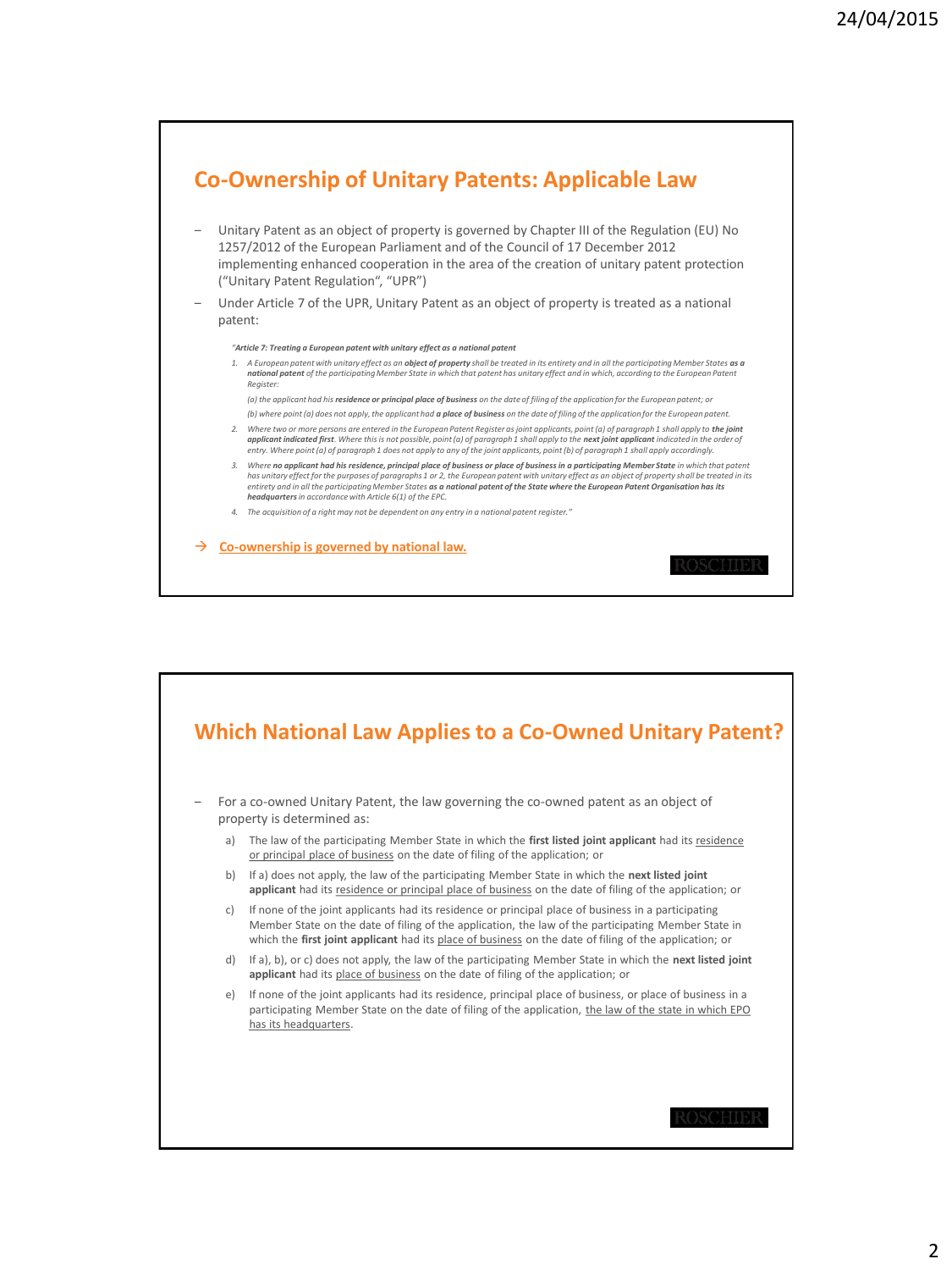## Co-Ownership of Unitary Patents: Applicable Law

- Unitary Patent as an object of property is governed by Chapter III of the Regulation (EU) No 1257/2012 of the European Parliament and of the Council of 17 December 2012 implementing enhanced cooperation in the area of the creation of unitary patent protection ("Unitary Patent Regulation", "UPR")
- Under Article 7 of the UPR, Unitary Patent as an object of property is treated as a national patent:

> *"**Article 7: Treating a European patent with unitary effect as a national patent***
>
> 1. *A European patent with unitary effect as an **object of property** shall be treated in its entirety and in all the participating Member States **as a national patent** of the participating Member State in which that patent has unitary effect and in which, according to the European Patent Register:*
>
>    *(a) the applicant had his **residence or principal place of business** on the date of filing of the application for the European patent; or*
>
>    *(b) where point (a) does not apply, the applicant had **a place of business** on the date of filing of the application for the European patent.*
>
> 2. *Where two or more persons are entered in the European Patent Register as joint applicants, point (a) of paragraph 1 shall apply to **the joint applicant indicated first**. Where this is not possible, point (a) of paragraph 1 shall apply to the **next joint applicant** indicated in the order of entry. Where point (a) of paragraph 1 does not apply to any of the joint applicants, point (b) of paragraph 1 shall apply accordingly.*
> 3. *Where **no applicant had his residence, principal place of business or place of business in a participating Member State** in which that patent has unitary effect for the purposes of paragraphs 1 or 2, the European patent with unitary effect as an object of property shall be treated in its entirety and in all the participating Member States **as a national patent of the State where the European Patent Organisation has its headquarters** in accordance with Article 6(1) of the EPC.*
> 4. *The acquisition of a right may not be dependent on any entry in a national patent register."*

→ **Co-ownership is governed by national law.**

## Which National Law Applies to a Co-Owned Unitary Patent?

- For a co-owned Unitary Patent, the law governing the co-owned patent as an object of property is determined as:
  a) The law of the participating Member State in which the **first listed joint applicant** had its residence or principal place of business on the date of filing of the application; or
  b) If a) does not apply, the law of the participating Member State in which the **next listed joint applicant** had its residence or principal place of business on the date of filing of the application; or
  c) If none of the joint applicants had its residence or principal place of business in a participating Member State on the date of filing of the application, the law of the participating Member State in which the **first joint applicant** had its place of business on the date of filing of the application; or
  d) If a), b), or c) does not apply, the law of the participating Member State in which the **next listed joint applicant** had its place of business on the date of filing of the application; or
  e) If none of the joint applicants had its residence, principal place of business, or place of business in a participating Member State on the date of filing of the application, the law of the state in which EPO has its headquarters.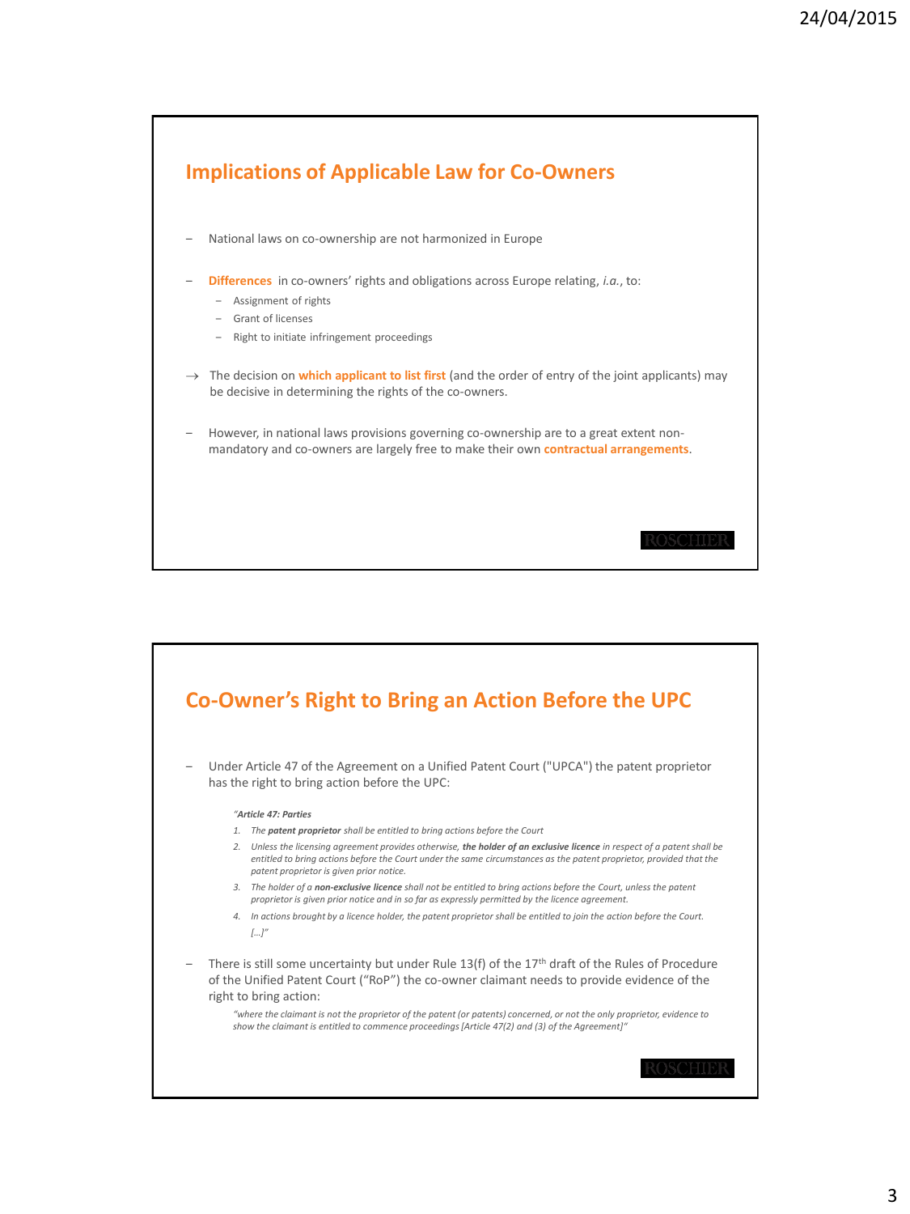## Implications of Applicable Law for Co-Owners

- National laws on co-ownership are not harmonized in Europe
- **Differences** in co-owners' rights and obligations across Europe relating, *i.a.*, to:
  - Assignment of rights
  - Grant of licenses
  - Right to initiate infringement proceedings

→ The decision on **which applicant to list first** (and the order of entry of the joint applicants) may be decisive in determining the rights of the co-owners.

- However, in national laws provisions governing co-ownership are to a great extent non-mandatory and co-owners are largely free to make their own **contractual arrangements**.

## Co-Owner's Right to Bring an Action Before the UPC

- Under Article 47 of the Agreement on a Unified Patent Court ("UPCA") the patent proprietor has the right to bring action before the UPC:

> *"**Article 47: Parties***
>
> 1. *The **patent proprietor** shall be entitled to bring actions before the Court*
> 2. *Unless the licensing agreement provides otherwise, **the holder of an exclusive licence** in respect of a patent shall be entitled to bring actions before the Court under the same circumstances as the patent proprietor, provided that the patent proprietor is given prior notice.*
> 3. *The holder of a **non-exclusive licence** shall not be entitled to bring actions before the Court, unless the patent proprietor is given prior notice and in so far as expressly permitted by the licence agreement.*
> 4. *In actions brought by a licence holder, the patent proprietor shall be entitled to join the action before the Court.*
>
> *[…]"*

- There is still some uncertainty but under Rule 13(f) of the 17th draft of the Rules of Procedure of the Unified Patent Court ("RoP") the co-owner claimant needs to provide evidence of the right to bring action:

> *"where the claimant is not the proprietor of the patent (or patents) concerned, or not the only proprietor, evidence to show the claimant is entitled to commence proceedings [Article 47(2) and (3) of the Agreement]"*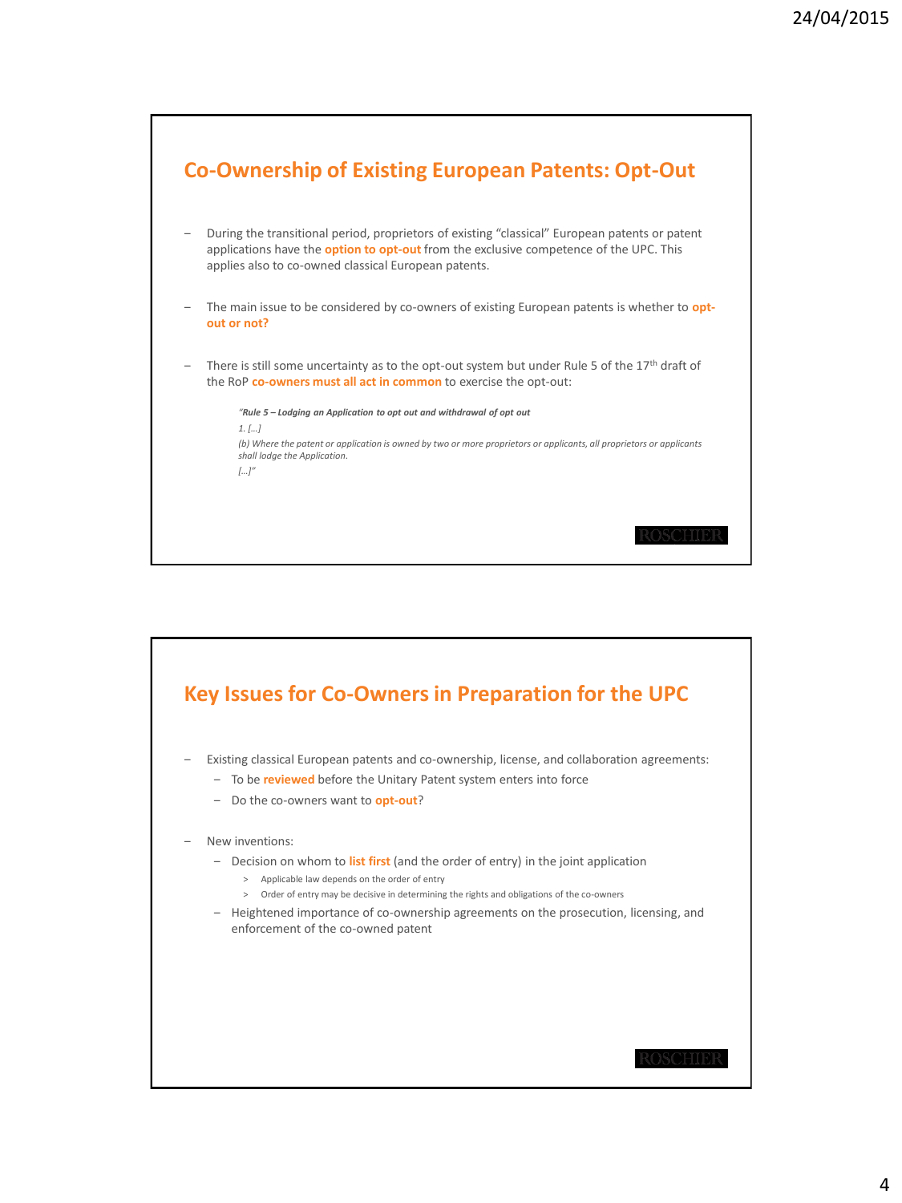## Co-Ownership of Existing European Patents: Opt-Out

- During the transitional period, proprietors of existing "classical" European patents or patent applications have the **option to opt-out** from the exclusive competence of the UPC. This applies also to co-owned classical European patents.
- The main issue to be considered by co-owners of existing European patents is whether to **opt-out or not?**
- There is still some uncertainty as to the opt-out system but under Rule 5 of the 17th draft of the RoP **co-owners must all act in common** to exercise the opt-out:

> *"**Rule 5 – Lodging an Application to opt out and withdrawal of opt out***
>
> *1. […]*
>
> *(b) Where the patent or application is owned by two or more proprietors or applicants, all proprietors or applicants shall lodge the Application.*
>
> *[…]"*

ROSCHIER

## Key Issues for Co-Owners in Preparation for the UPC

- Existing classical European patents and co-ownership, license, and collaboration agreements:
  - To be **reviewed** before the Unitary Patent system enters into force
  - Do the co-owners want to **opt-out**?
- New inventions:
  - Decision on whom to **list first** (and the order of entry) in the joint application
    - Applicable law depends on the order of entry
    - Order of entry may be decisive in determining the rights and obligations of the co-owners
  - Heightened importance of co-ownership agreements on the prosecution, licensing, and enforcement of the co-owned patent

ROSCHIER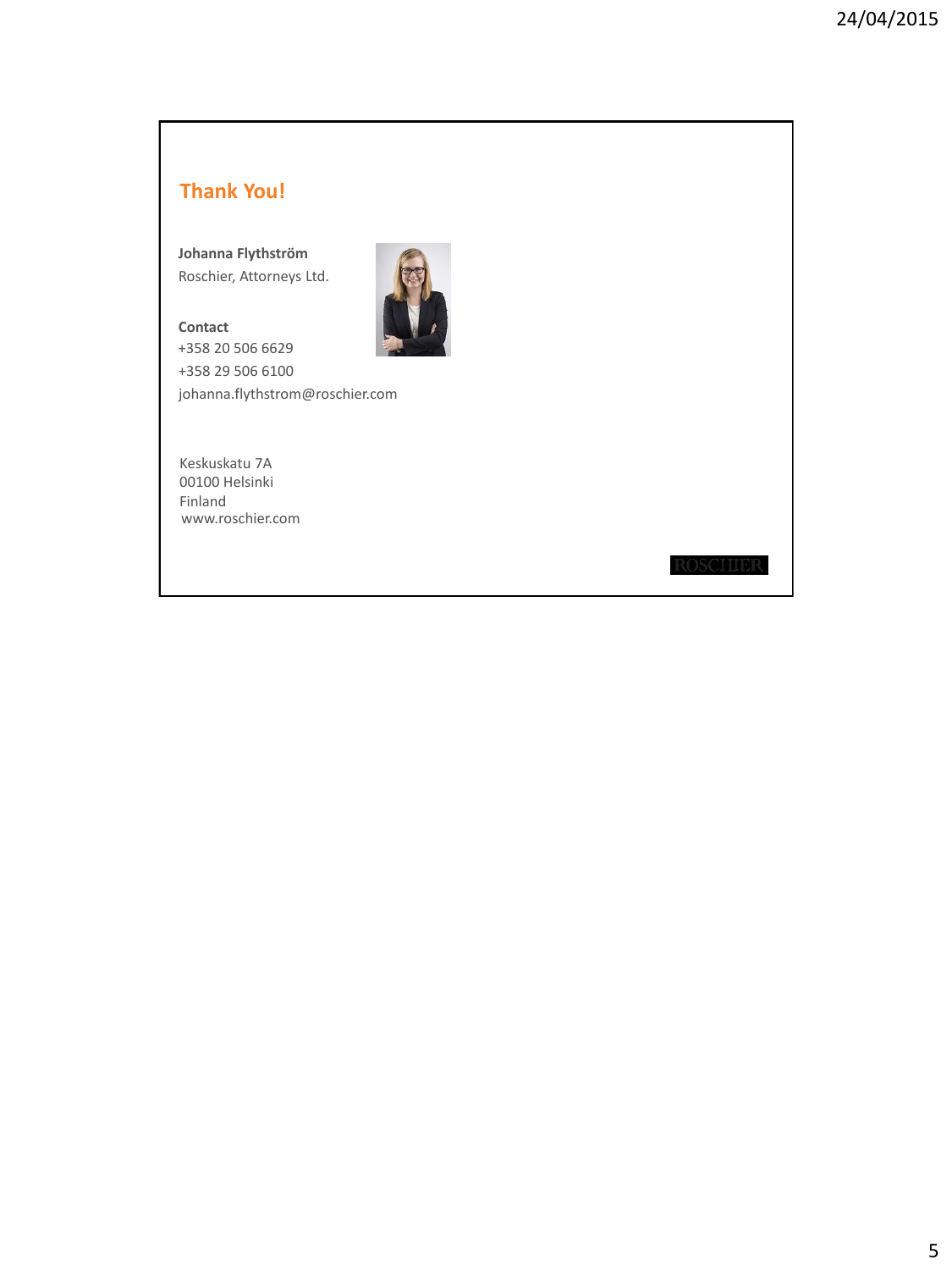## Thank You!

**Johanna Flythström**
Roschier, Attorneys Ltd.

**Contact**
+358 20 506 6629
+358 29 506 6100
johanna.flythstrom@roschier.com

Keskuskatu 7A
00100 Helsinki
Finland
www.roschier.com

ROSCHIER